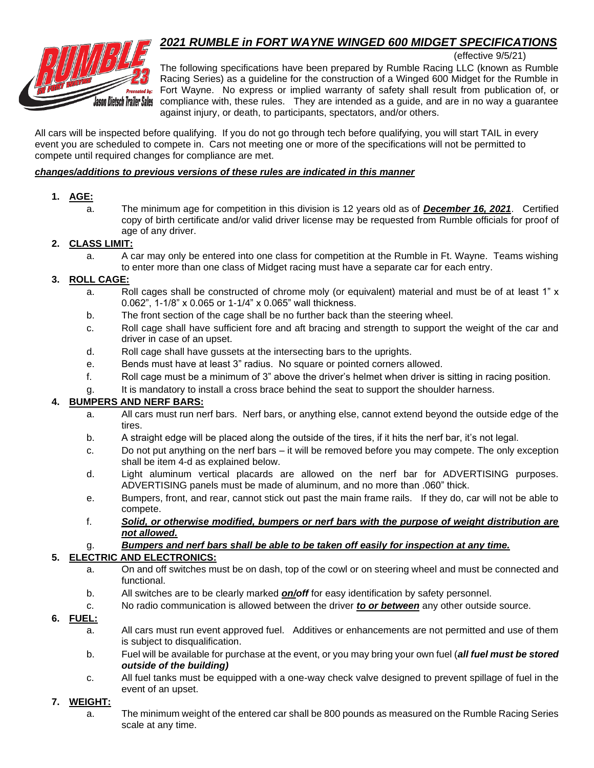# *2021 RUMBLE in FORT WAYNE WINGED 600 MIDGET SPECIFICATIONS*

(effective 9/5/21)

The following specifications have been prepared by Rumble Racing LLC (known as Rumble Racing Series) as a guideline for the construction of a Winged 600 Midget for the Rumble in Fort Wayne. No express or implied warranty of safety shall result from publication of, or compliance with, these rules. They are intended as a guide, and are in no way a guarantee against injury, or death, to participants, spectators, and/or others.

All cars will be inspected before qualifying. If you do not go through tech before qualifying, you will start TAIL in every event you are scheduled to compete in. Cars not meeting one or more of the specifications will not be permitted to compete until required changes for compliance are met.

***changes/additions to previous versions of these rules are indicated in this manner***

1. **AGE:**
   a. The minimum age for competition in this division is 12 years old as of ***December 16, 2021***. Certified copy of birth certificate and/or valid driver license may be requested from Rumble officials for proof of age of any driver.

2. **CLASS LIMIT:**
   a. A car may only be entered into one class for competition at the Rumble in Ft. Wayne. Teams wishing to enter more than one class of Midget racing must have a separate car for each entry.

3. **ROLL CAGE:**
   a. Roll cages shall be constructed of chrome moly (or equivalent) material and must be of at least 1" x 0.062", 1-1/8" x 0.065 or 1-1/4" x 0.065" wall thickness.
   b. The front section of the cage shall be no further back than the steering wheel.
   c. Roll cage shall have sufficient fore and aft bracing and strength to support the weight of the car and driver in case of an upset.
   d. Roll cage shall have gussets at the intersecting bars to the uprights.
   e. Bends must have at least 3" radius. No square or pointed corners allowed.
   f. Roll cage must be a minimum of 3" above the driver's helmet when driver is sitting in racing position.
   g. It is mandatory to install a cross brace behind the seat to support the shoulder harness.

4. **BUMPERS AND NERF BARS:**
   a. All cars must run nerf bars. Nerf bars, or anything else, cannot extend beyond the outside edge of the tires.
   b. A straight edge will be placed along the outside of the tires, if it hits the nerf bar, it's not legal.
   c. Do not put anything on the nerf bars – it will be removed before you may compete. The only exception shall be item 4-d as explained below.
   d. Light aluminum vertical placards are allowed on the nerf bar for ADVERTISING purposes. ADVERTISING panels must be made of aluminum, and no more than .060" thick.
   e. Bumpers, front, and rear, cannot stick out past the main frame rails. If they do, car will not be able to compete.
   f. ***Solid, or otherwise modified, bumpers or nerf bars with the purpose of weight distribution are not allowed.***
   g. ***Bumpers and nerf bars shall be able to be taken off easily for inspection at any time.***

5. **ELECTRIC AND ELECTRONICS:**
   a. On and off switches must be on dash, top of the cowl or on steering wheel and must be connected and functional.
   b. All switches are to be clearly marked ***on/off*** for easy identification by safety personnel.
   c. No radio communication is allowed between the driver ***to or between*** any other outside source.

6. **FUEL:**
   a. All cars must run event approved fuel. Additives or enhancements are not permitted and use of them is subject to disqualification.
   b. Fuel will be available for purchase at the event, or you may bring your own fuel (***all fuel must be stored outside of the building)***
   c. All fuel tanks must be equipped with a one-way check valve designed to prevent spillage of fuel in the event of an upset.

7. **WEIGHT:**
   a. The minimum weight of the entered car shall be 800 pounds as measured on the Rumble Racing Series scale at any time.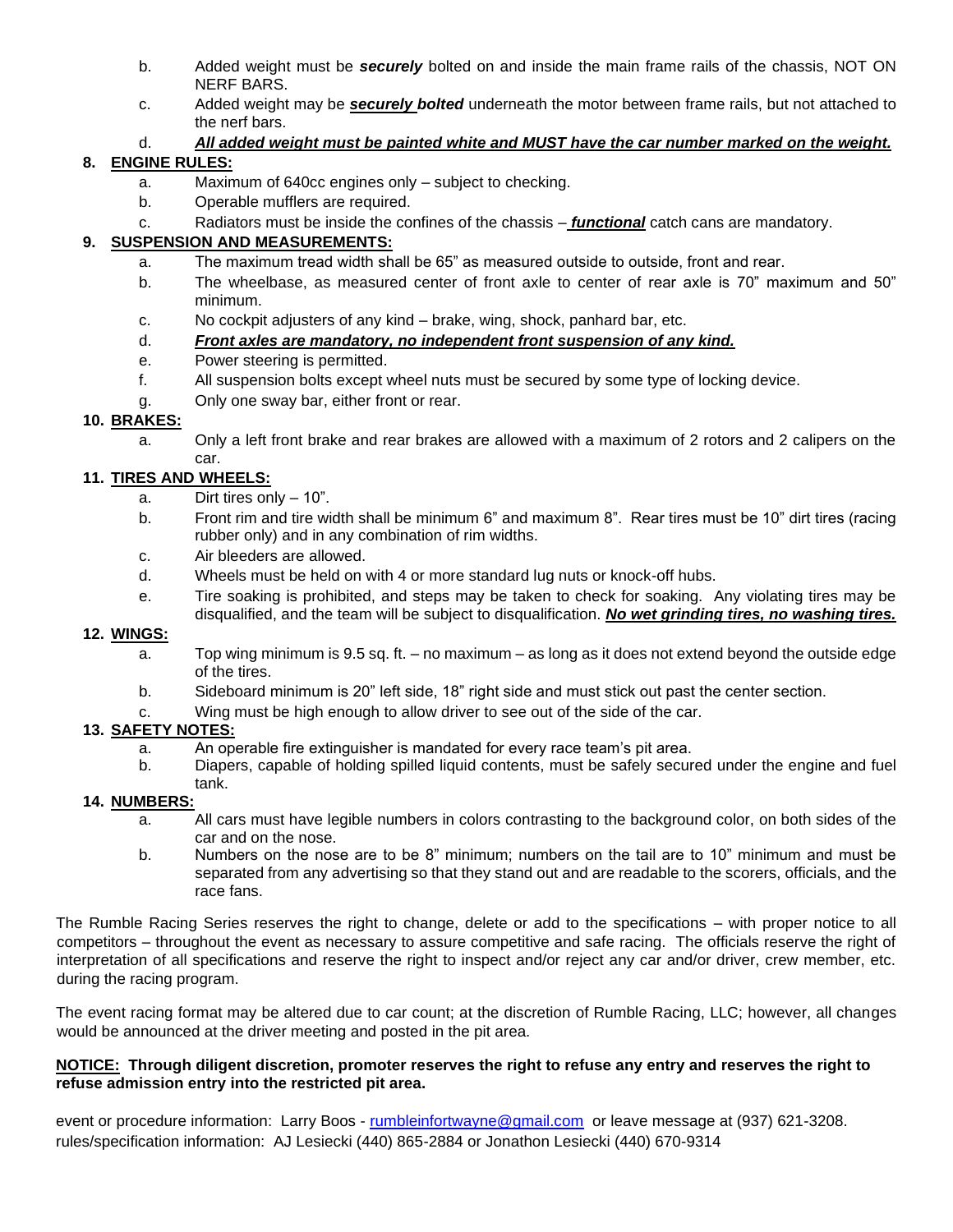b. Added weight must be ***securely*** bolted on and inside the main frame rails of the chassis, NOT ON NERF BARS.

c. Added weight may be ***securely bolted*** underneath the motor between frame rails, but not attached to the nerf bars.

d. ***All added weight must be painted white and MUST have the car number marked on the weight.***

**8. ENGINE RULES:**

a. Maximum of 640cc engines only – subject to checking.

b. Operable mufflers are required.

c. Radiators must be inside the confines of the chassis – ***functional*** catch cans are mandatory.

**9. SUSPENSION AND MEASUREMENTS:**

a. The maximum tread width shall be 65" as measured outside to outside, front and rear.

b. The wheelbase, as measured center of front axle to center of rear axle is 70" maximum and 50" minimum.

c. No cockpit adjusters of any kind – brake, wing, shock, panhard bar, etc.

d. ***Front axles are mandatory, no independent front suspension of any kind.***

e. Power steering is permitted.

f. All suspension bolts except wheel nuts must be secured by some type of locking device.

g. Only one sway bar, either front or rear.

**10. BRAKES:**

a. Only a left front brake and rear brakes are allowed with a maximum of 2 rotors and 2 calipers on the car.

**11. TIRES AND WHEELS:**

a. Dirt tires only – 10".

b. Front rim and tire width shall be minimum 6" and maximum 8". Rear tires must be 10" dirt tires (racing rubber only) and in any combination of rim widths.

c. Air bleeders are allowed.

d. Wheels must be held on with 4 or more standard lug nuts or knock-off hubs.

e. Tire soaking is prohibited, and steps may be taken to check for soaking. Any violating tires may be disqualified, and the team will be subject to disqualification. ***No wet grinding tires, no washing tires.***

**12. WINGS:**

a. Top wing minimum is 9.5 sq. ft. – no maximum – as long as it does not extend beyond the outside edge of the tires.

b. Sideboard minimum is 20" left side, 18" right side and must stick out past the center section.

c. Wing must be high enough to allow driver to see out of the side of the car.

**13. SAFETY NOTES:**

a. An operable fire extinguisher is mandated for every race team's pit area.

b. Diapers, capable of holding spilled liquid contents, must be safely secured under the engine and fuel tank.

**14. NUMBERS:**

a. All cars must have legible numbers in colors contrasting to the background color, on both sides of the car and on the nose.

b. Numbers on the nose are to be 8" minimum; numbers on the tail are to 10" minimum and must be separated from any advertising so that they stand out and are readable to the scorers, officials, and the race fans.

The Rumble Racing Series reserves the right to change, delete or add to the specifications – with proper notice to all competitors – throughout the event as necessary to assure competitive and safe racing. The officials reserve the right of interpretation of all specifications and reserve the right to inspect and/or reject any car and/or driver, crew member, etc. during the racing program.

The event racing format may be altered due to car count; at the discretion of Rumble Racing, LLC; however, all changes would be announced at the driver meeting and posted in the pit area.

**NOTICE: Through diligent discretion, promoter reserves the right to refuse any entry and reserves the right to refuse admission entry into the restricted pit area.**

event or procedure information: Larry Boos - rumbleinfortwayne@gmail.com or leave message at (937) 621-3208.
rules/specification information: AJ Lesiecki (440) 865-2884 or Jonathon Lesiecki (440) 670-9314